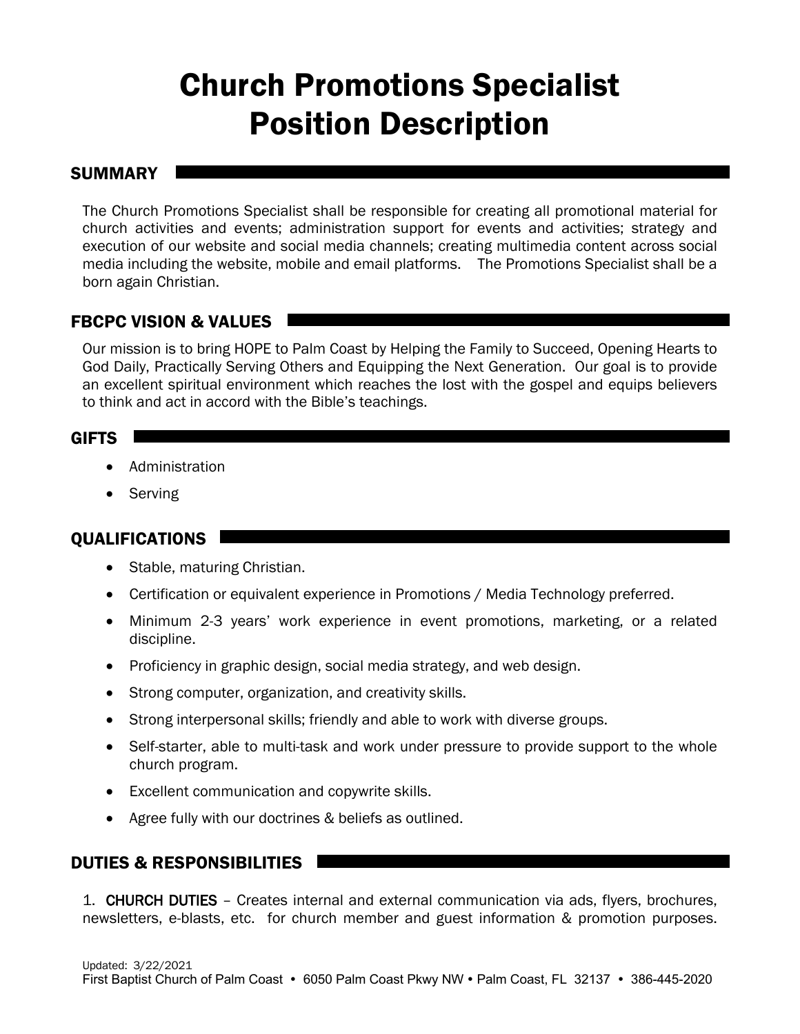# Church Promotions Specialist Position Description

## SUMMARY

The Church Promotions Specialist shall be responsible for creating all promotional material for church activities and events; administration support for events and activities; strategy and execution of our website and social media channels; creating multimedia content across social media including the website, mobile and email platforms. The Promotions Specialist shall be a born again Christian.

## FBCPC VISION & VALUES

Our mission is to bring HOPE to Palm Coast by Helping the Family to Succeed, Opening Hearts to God Daily, Practically Serving Others and Equipping the Next Generation. Our goal is to provide an excellent spiritual environment which reaches the lost with the gospel and equips believers to think and act in accord with the Bible's teachings.

## GIFTS

- Administration
- Serving

## QUALIFICATIONS

- Stable, maturing Christian.
- Certification or equivalent experience in Promotions / Media Technology preferred.
- Minimum 2-3 years' work experience in event promotions, marketing, or a related discipline.
- Proficiency in graphic design, social media strategy, and web design.
- Strong computer, organization, and creativity skills.
- Strong interpersonal skills; friendly and able to work with diverse groups.
- Self-starter, able to multi-task and work under pressure to provide support to the whole church program.
- Excellent communication and copywrite skills.
- Agree fully with our doctrines & beliefs as outlined.

## DUTIES & RESPONSIBILITIES

1. **CHURCH DUTIES** – Creates internal and external communication via ads, flyers, brochures, newsletters, e-blasts, etc. for church member and guest information & promotion purposes.

Updated: 3/22/2021
First Baptist Church of Palm Coast • 6050 Palm Coast Pkwy NW • Palm Coast, FL 32137 • 386-445-2020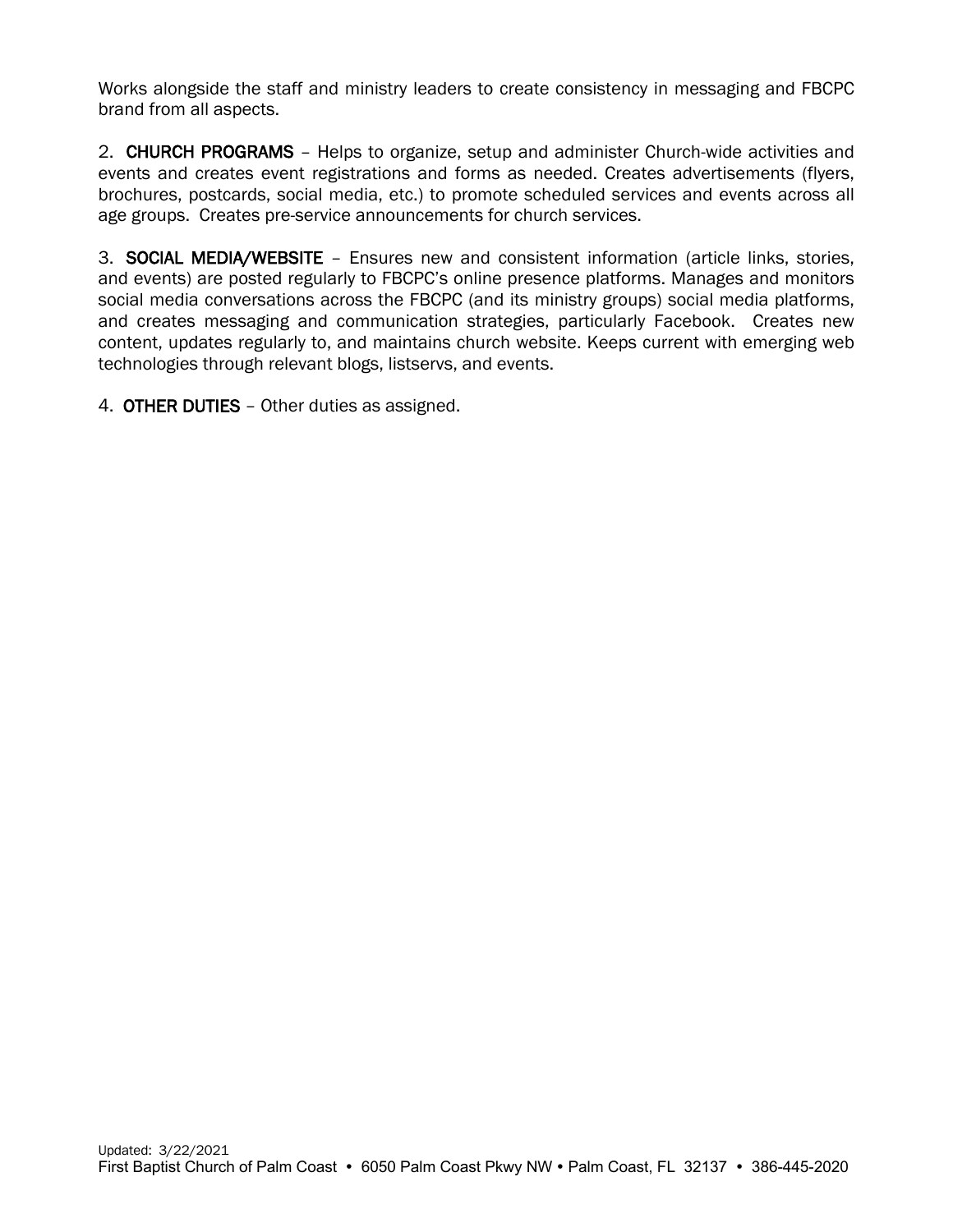Works alongside the staff and ministry leaders to create consistency in messaging and FBCPC brand from all aspects.

2. **CHURCH PROGRAMS** – Helps to organize, setup and administer Church-wide activities and events and creates event registrations and forms as needed. Creates advertisements (flyers, brochures, postcards, social media, etc.) to promote scheduled services and events across all age groups. Creates pre-service announcements for church services.

3. **SOCIAL MEDIA/WEBSITE** – Ensures new and consistent information (article links, stories, and events) are posted regularly to FBCPC's online presence platforms. Manages and monitors social media conversations across the FBCPC (and its ministry groups) social media platforms, and creates messaging and communication strategies, particularly Facebook. Creates new content, updates regularly to, and maintains church website. Keeps current with emerging web technologies through relevant blogs, listservs, and events.

4. **OTHER DUTIES** – Other duties as assigned.

Updated: 3/22/2021
First Baptist Church of Palm Coast • 6050 Palm Coast Pkwy NW • Palm Coast, FL 32137 • 386-445-2020